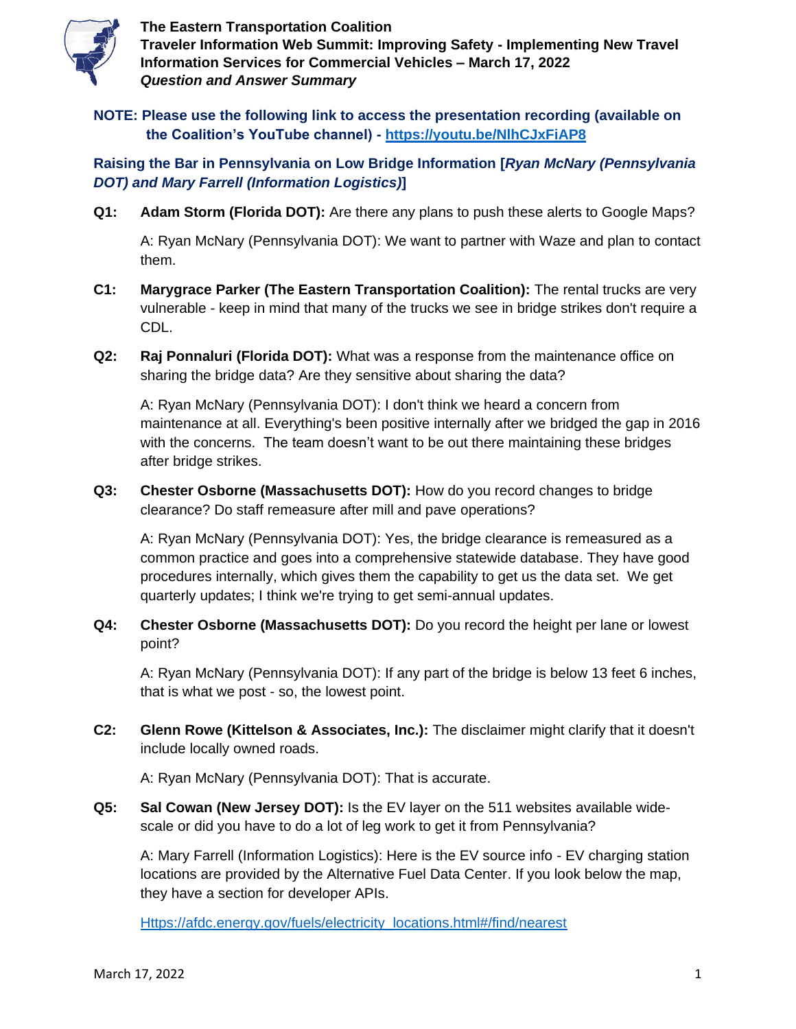# The Eastern Transportation Coalition
## Traveler Information Web Summit: Improving Safety - Implementing New Travel Information Services for Commercial Vehicles – March 17, 2022
### *Question and Answer Summary*

**NOTE: Please use the following link to access the presentation recording (available on the Coalition's YouTube channel) - [https://youtu.be/NlhCJxFiAP8](https://youtu.be/NlhCJxFiAP8)**

### Raising the Bar in Pennsylvania on Low Bridge Information [*Ryan McNary (Pennsylvania DOT) and Mary Farrell (Information Logistics)*]

**Q1: Adam Storm (Florida DOT):** Are there any plans to push these alerts to Google Maps?

A: Ryan McNary (Pennsylvania DOT): We want to partner with Waze and plan to contact them.

**C1: Marygrace Parker (The Eastern Transportation Coalition):** The rental trucks are very vulnerable - keep in mind that many of the trucks we see in bridge strikes don't require a CDL.

**Q2: Raj Ponnaluri (Florida DOT):** What was a response from the maintenance office on sharing the bridge data? Are they sensitive about sharing the data?

A: Ryan McNary (Pennsylvania DOT): I don't think we heard a concern from maintenance at all. Everything's been positive internally after we bridged the gap in 2016 with the concerns. The team doesn't want to be out there maintaining these bridges after bridge strikes.

**Q3: Chester Osborne (Massachusetts DOT):** How do you record changes to bridge clearance? Do staff remeasure after mill and pave operations?

A: Ryan McNary (Pennsylvania DOT): Yes, the bridge clearance is remeasured as a common practice and goes into a comprehensive statewide database. They have good procedures internally, which gives them the capability to get us the data set. We get quarterly updates; I think we're trying to get semi-annual updates.

**Q4: Chester Osborne (Massachusetts DOT):** Do you record the height per lane or lowest point?

A: Ryan McNary (Pennsylvania DOT): If any part of the bridge is below 13 feet 6 inches, that is what we post - so, the lowest point.

**C2: Glenn Rowe (Kittelson & Associates, Inc.):** The disclaimer might clarify that it doesn't include locally owned roads.

A: Ryan McNary (Pennsylvania DOT): That is accurate.

**Q5: Sal Cowan (New Jersey DOT):** Is the EV layer on the 511 websites available wide-scale or did you have to do a lot of leg work to get it from Pennsylvania?

A: Mary Farrell (Information Logistics): Here is the EV source info - EV charging station locations are provided by the Alternative Fuel Data Center. If you look below the map, they have a section for developer APIs.

[Https://afdc.energy.gov/fuels/electricity_locations.html#/find/nearest](Https://afdc.energy.gov/fuels/electricity_locations.html#/find/nearest)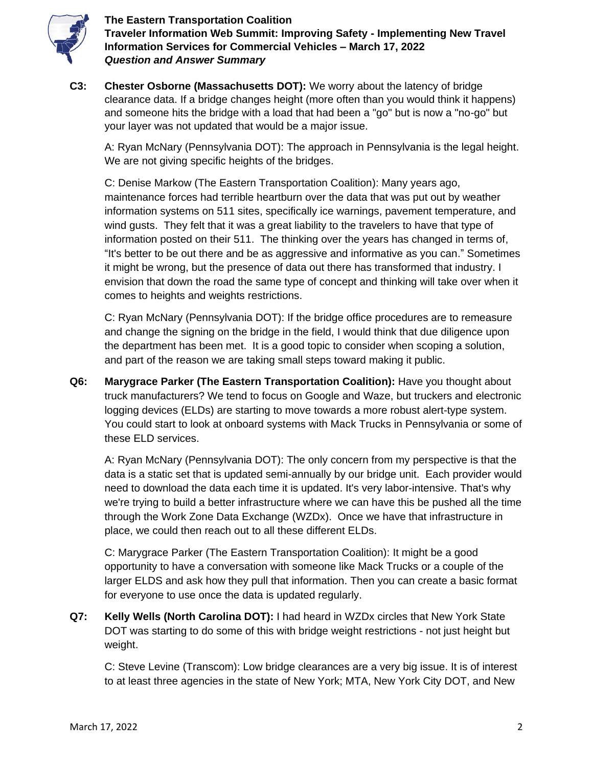**C3: Chester Osborne (Massachusetts DOT):** We worry about the latency of bridge clearance data. If a bridge changes height (more often than you would think it happens) and someone hits the bridge with a load that had been a "go" but is now a "no-go" but your layer was not updated that would be a major issue.

A: Ryan McNary (Pennsylvania DOT): The approach in Pennsylvania is the legal height. We are not giving specific heights of the bridges.

C: Denise Markow (The Eastern Transportation Coalition): Many years ago, maintenance forces had terrible heartburn over the data that was put out by weather information systems on 511 sites, specifically ice warnings, pavement temperature, and wind gusts. They felt that it was a great liability to the travelers to have that type of information posted on their 511. The thinking over the years has changed in terms of, "It's better to be out there and be as aggressive and informative as you can." Sometimes it might be wrong, but the presence of data out there has transformed that industry. I envision that down the road the same type of concept and thinking will take over when it comes to heights and weights restrictions.

C: Ryan McNary (Pennsylvania DOT): If the bridge office procedures are to remeasure and change the signing on the bridge in the field, I would think that due diligence upon the department has been met. It is a good topic to consider when scoping a solution, and part of the reason we are taking small steps toward making it public.

**Q6: Marygrace Parker (The Eastern Transportation Coalition):** Have you thought about truck manufacturers? We tend to focus on Google and Waze, but truckers and electronic logging devices (ELDs) are starting to move towards a more robust alert-type system. You could start to look at onboard systems with Mack Trucks in Pennsylvania or some of these ELD services.

A: Ryan McNary (Pennsylvania DOT): The only concern from my perspective is that the data is a static set that is updated semi-annually by our bridge unit. Each provider would need to download the data each time it is updated. It's very labor-intensive. That's why we're trying to build a better infrastructure where we can have this be pushed all the time through the Work Zone Data Exchange (WZDx). Once we have that infrastructure in place, we could then reach out to all these different ELDs.

C: Marygrace Parker (The Eastern Transportation Coalition): It might be a good opportunity to have a conversation with someone like Mack Trucks or a couple of the larger ELDS and ask how they pull that information. Then you can create a basic format for everyone to use once the data is updated regularly.

**Q7: Kelly Wells (North Carolina DOT):** I had heard in WZDx circles that New York State DOT was starting to do some of this with bridge weight restrictions - not just height but weight.

C: Steve Levine (Transcom): Low bridge clearances are a very big issue. It is of interest to at least three agencies in the state of New York; MTA, New York City DOT, and New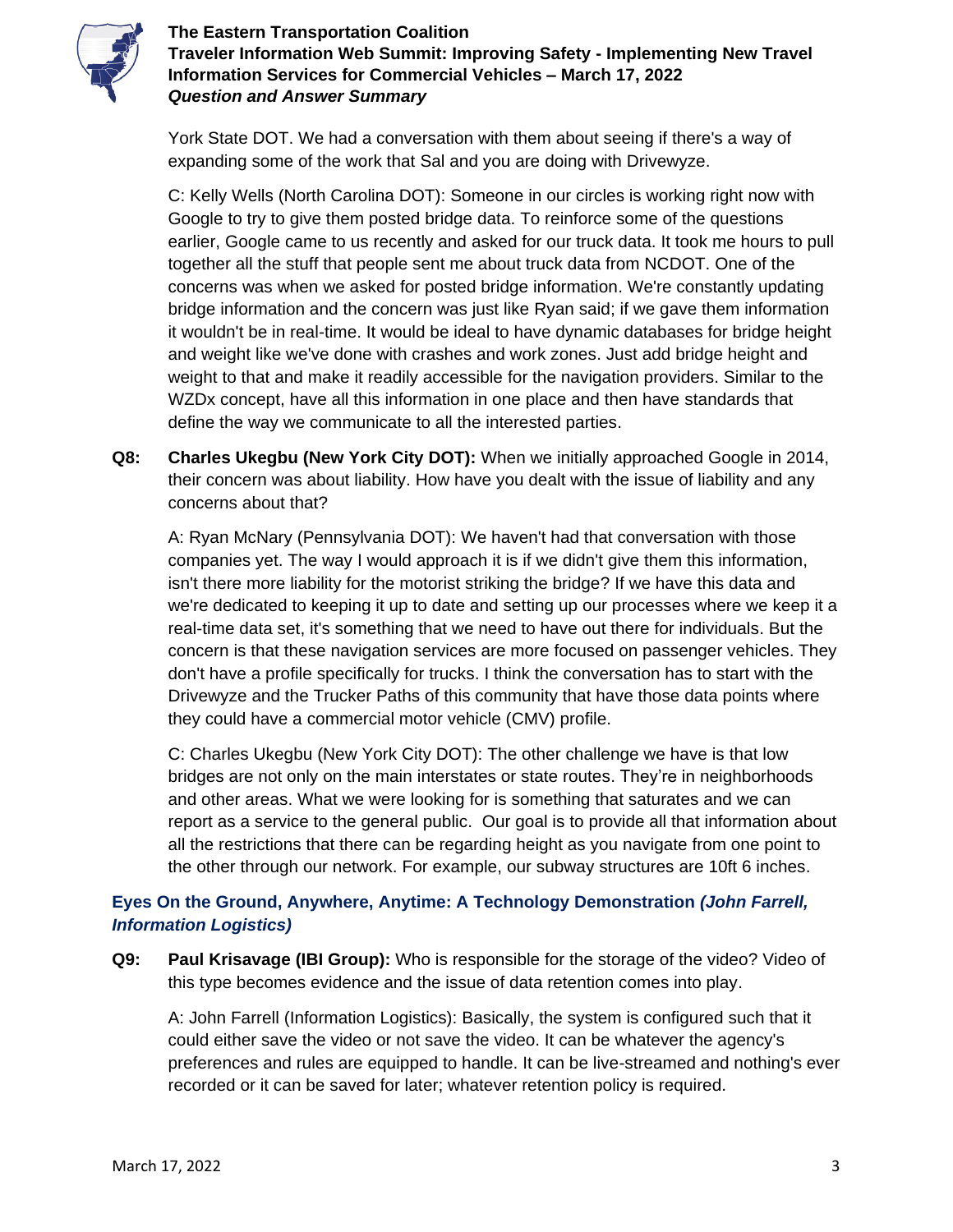York State DOT. We had a conversation with them about seeing if there's a way of expanding some of the work that Sal and you are doing with Drivewyze.

C: Kelly Wells (North Carolina DOT): Someone in our circles is working right now with Google to try to give them posted bridge data. To reinforce some of the questions earlier, Google came to us recently and asked for our truck data. It took me hours to pull together all the stuff that people sent me about truck data from NCDOT. One of the concerns was when we asked for posted bridge information. We're constantly updating bridge information and the concern was just like Ryan said; if we gave them information it wouldn't be in real-time. It would be ideal to have dynamic databases for bridge height and weight like we've done with crashes and work zones. Just add bridge height and weight to that and make it readily accessible for the navigation providers. Similar to the WZDx concept, have all this information in one place and then have standards that define the way we communicate to all the interested parties.

**Q8:** **Charles Ukegbu (New York City DOT):** When we initially approached Google in 2014, their concern was about liability. How have you dealt with the issue of liability and any concerns about that?

A: Ryan McNary (Pennsylvania DOT): We haven't had that conversation with those companies yet. The way I would approach it is if we didn't give them this information, isn't there more liability for the motorist striking the bridge? If we have this data and we're dedicated to keeping it up to date and setting up our processes where we keep it a real-time data set, it's something that we need to have out there for individuals. But the concern is that these navigation services are more focused on passenger vehicles. They don't have a profile specifically for trucks. I think the conversation has to start with the Drivewyze and the Trucker Paths of this community that have those data points where they could have a commercial motor vehicle (CMV) profile.

C: Charles Ukegbu (New York City DOT): The other challenge we have is that low bridges are not only on the main interstates or state routes. They're in neighborhoods and other areas. What we were looking for is something that saturates and we can report as a service to the general public. Our goal is to provide all that information about all the restrictions that there can be regarding height as you navigate from one point to the other through our network. For example, our subway structures are 10ft 6 inches.

## Eyes On the Ground, Anywhere, Anytime: A Technology Demonstration *(John Farrell, Information Logistics)*

**Q9:** **Paul Krisavage (IBI Group):** Who is responsible for the storage of the video? Video of this type becomes evidence and the issue of data retention comes into play.

A: John Farrell (Information Logistics): Basically, the system is configured such that it could either save the video or not save the video. It can be whatever the agency's preferences and rules are equipped to handle. It can be live-streamed and nothing's ever recorded or it can be saved for later; whatever retention policy is required.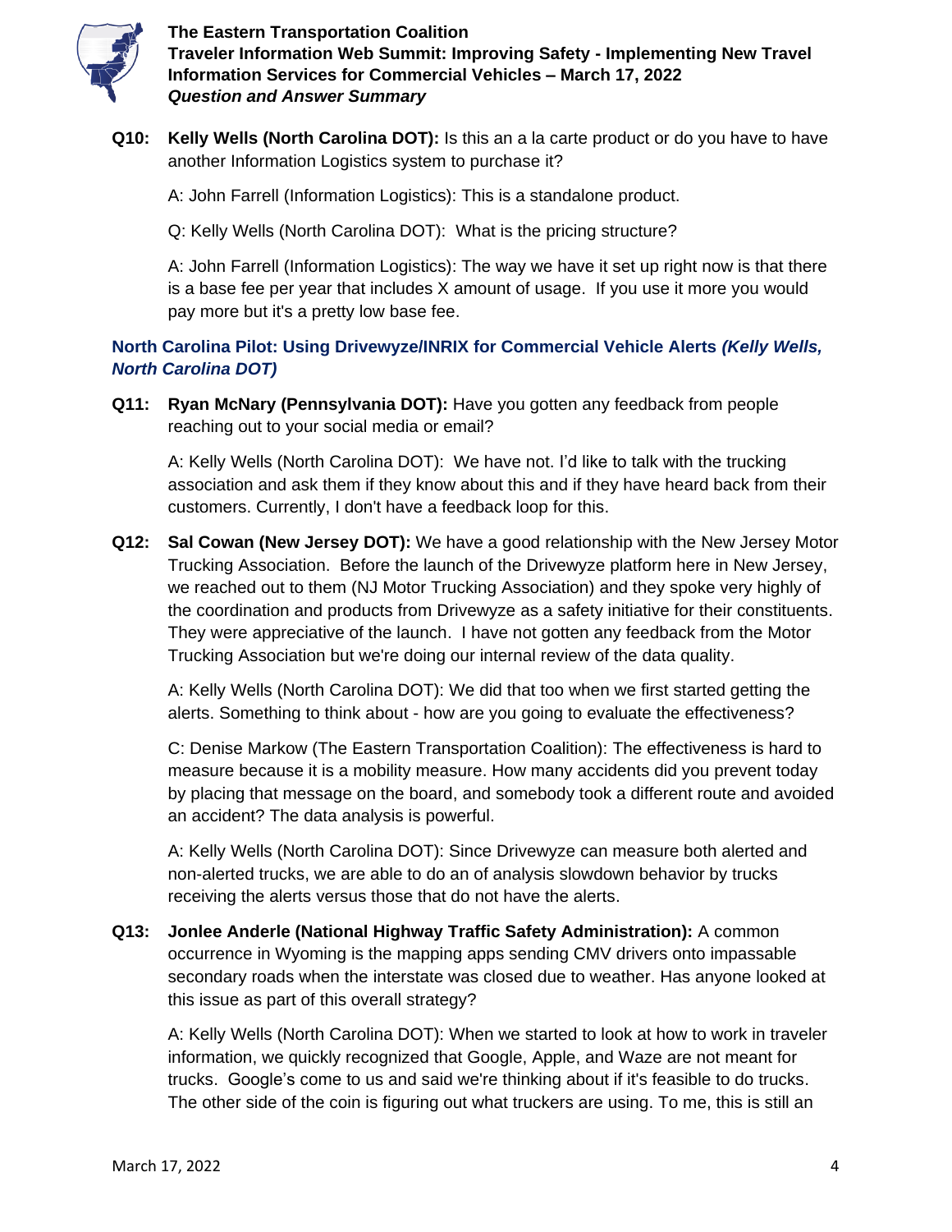**Q10: Kelly Wells (North Carolina DOT):** Is this an a la carte product or do you have to have another Information Logistics system to purchase it?

A: John Farrell (Information Logistics): This is a standalone product.

Q: Kelly Wells (North Carolina DOT): What is the pricing structure?

A: John Farrell (Information Logistics): The way we have it set up right now is that there is a base fee per year that includes X amount of usage. If you use it more you would pay more but it's a pretty low base fee.

### North Carolina Pilot: Using Drivewyze/INRIX for Commercial Vehicle Alerts *(Kelly Wells, North Carolina DOT)*

**Q11: Ryan McNary (Pennsylvania DOT):** Have you gotten any feedback from people reaching out to your social media or email?

A: Kelly Wells (North Carolina DOT): We have not. I'd like to talk with the trucking association and ask them if they know about this and if they have heard back from their customers. Currently, I don't have a feedback loop for this.

**Q12: Sal Cowan (New Jersey DOT):** We have a good relationship with the New Jersey Motor Trucking Association. Before the launch of the Drivewyze platform here in New Jersey, we reached out to them (NJ Motor Trucking Association) and they spoke very highly of the coordination and products from Drivewyze as a safety initiative for their constituents. They were appreciative of the launch. I have not gotten any feedback from the Motor Trucking Association but we're doing our internal review of the data quality.

A: Kelly Wells (North Carolina DOT): We did that too when we first started getting the alerts. Something to think about - how are you going to evaluate the effectiveness?

C: Denise Markow (The Eastern Transportation Coalition): The effectiveness is hard to measure because it is a mobility measure. How many accidents did you prevent today by placing that message on the board, and somebody took a different route and avoided an accident? The data analysis is powerful.

A: Kelly Wells (North Carolina DOT): Since Drivewyze can measure both alerted and non-alerted trucks, we are able to do an of analysis slowdown behavior by trucks receiving the alerts versus those that do not have the alerts.

**Q13: Jonlee Anderle (National Highway Traffic Safety Administration):** A common occurrence in Wyoming is the mapping apps sending CMV drivers onto impassable secondary roads when the interstate was closed due to weather. Has anyone looked at this issue as part of this overall strategy?

A: Kelly Wells (North Carolina DOT): When we started to look at how to work in traveler information, we quickly recognized that Google, Apple, and Waze are not meant for trucks. Google's come to us and said we're thinking about if it's feasible to do trucks. The other side of the coin is figuring out what truckers are using. To me, this is still an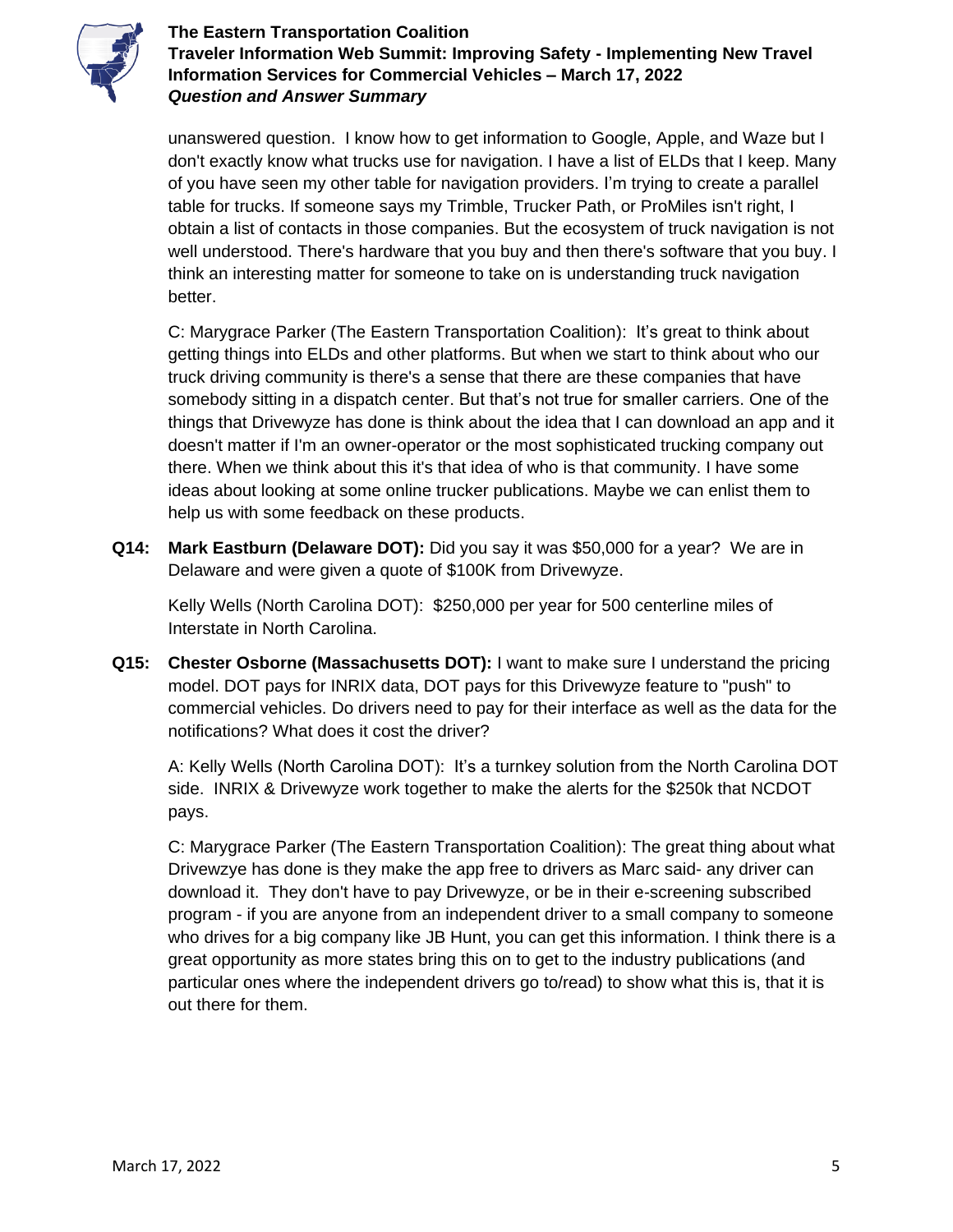unanswered question. I know how to get information to Google, Apple, and Waze but I don't exactly know what trucks use for navigation. I have a list of ELDs that I keep. Many of you have seen my other table for navigation providers. I'm trying to create a parallel table for trucks. If someone says my Trimble, Trucker Path, or ProMiles isn't right, I obtain a list of contacts in those companies. But the ecosystem of truck navigation is not well understood. There's hardware that you buy and then there's software that you buy. I think an interesting matter for someone to take on is understanding truck navigation better.

C: Marygrace Parker (The Eastern Transportation Coalition): It's great to think about getting things into ELDs and other platforms. But when we start to think about who our truck driving community is there's a sense that there are these companies that have somebody sitting in a dispatch center. But that's not true for smaller carriers. One of the things that Drivewyze has done is think about the idea that I can download an app and it doesn't matter if I'm an owner-operator or the most sophisticated trucking company out there. When we think about this it's that idea of who is that community. I have some ideas about looking at some online trucker publications. Maybe we can enlist them to help us with some feedback on these products.

**Q14: Mark Eastburn (Delaware DOT):** Did you say it was $50,000 for a year? We are in Delaware and were given a quote of $100K from Drivewyze.

Kelly Wells (North Carolina DOT): $250,000 per year for 500 centerline miles of Interstate in North Carolina.

**Q15: Chester Osborne (Massachusetts DOT):** I want to make sure I understand the pricing model. DOT pays for INRIX data, DOT pays for this Drivewyze feature to "push" to commercial vehicles. Do drivers need to pay for their interface as well as the data for the notifications? What does it cost the driver?

A: Kelly Wells (North Carolina DOT): It's a turnkey solution from the North Carolina DOT side. INRIX & Drivewyze work together to make the alerts for the $250k that NCDOT pays.

C: Marygrace Parker (The Eastern Transportation Coalition): The great thing about what Drivewzye has done is they make the app free to drivers as Marc said- any driver can download it. They don't have to pay Drivewyze, or be in their e-screening subscribed program - if you are anyone from an independent driver to a small company to someone who drives for a big company like JB Hunt, you can get this information. I think there is a great opportunity as more states bring this on to get to the industry publications (and particular ones where the independent drivers go to/read) to show what this is, that it is out there for them.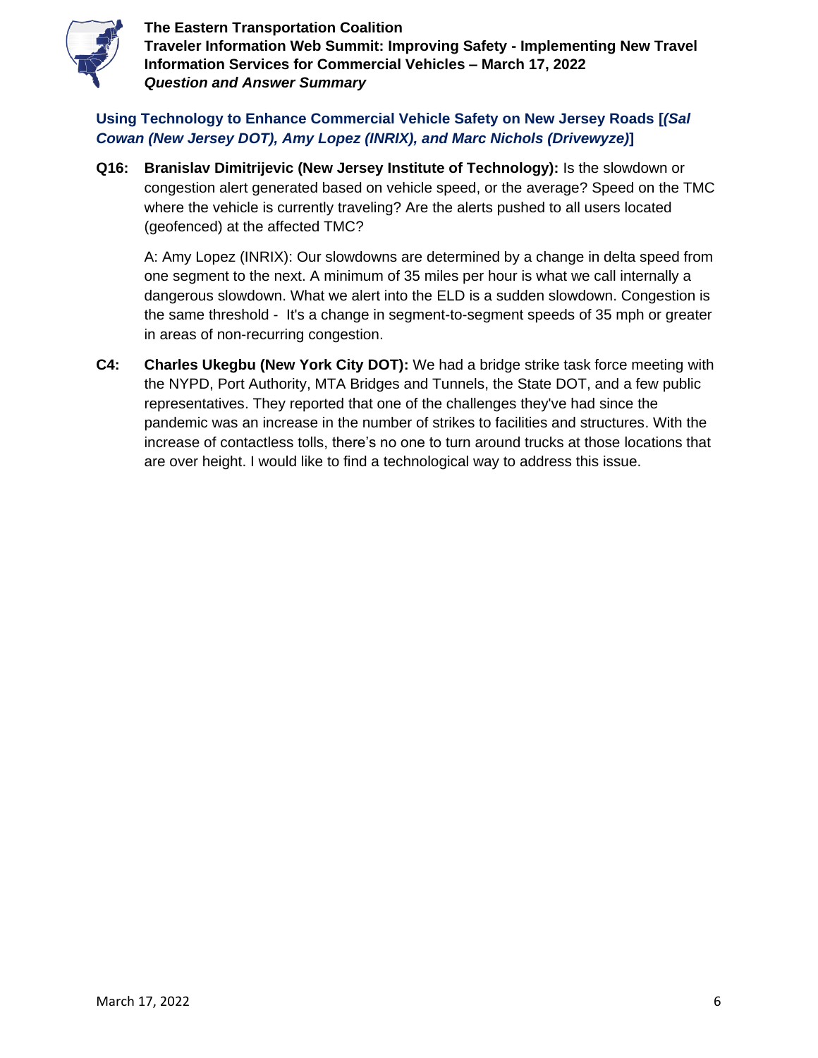## Using Technology to Enhance Commercial Vehicle Safety on New Jersey Roads [*(Sal Cowan (New Jersey DOT), Amy Lopez (INRIX), and Marc Nichols (Drivewyze)*]

**Q16: Branislav Dimitrijevic (New Jersey Institute of Technology):** Is the slowdown or congestion alert generated based on vehicle speed, or the average? Speed on the TMC where the vehicle is currently traveling? Are the alerts pushed to all users located (geofenced) at the affected TMC?

A: Amy Lopez (INRIX): Our slowdowns are determined by a change in delta speed from one segment to the next. A minimum of 35 miles per hour is what we call internally a dangerous slowdown. What we alert into the ELD is a sudden slowdown. Congestion is the same threshold - It's a change in segment-to-segment speeds of 35 mph or greater in areas of non-recurring congestion.

**C4: Charles Ukegbu (New York City DOT):** We had a bridge strike task force meeting with the NYPD, Port Authority, MTA Bridges and Tunnels, the State DOT, and a few public representatives. They reported that one of the challenges they've had since the pandemic was an increase in the number of strikes to facilities and structures. With the increase of contactless tolls, there's no one to turn around trucks at those locations that are over height. I would like to find a technological way to address this issue.